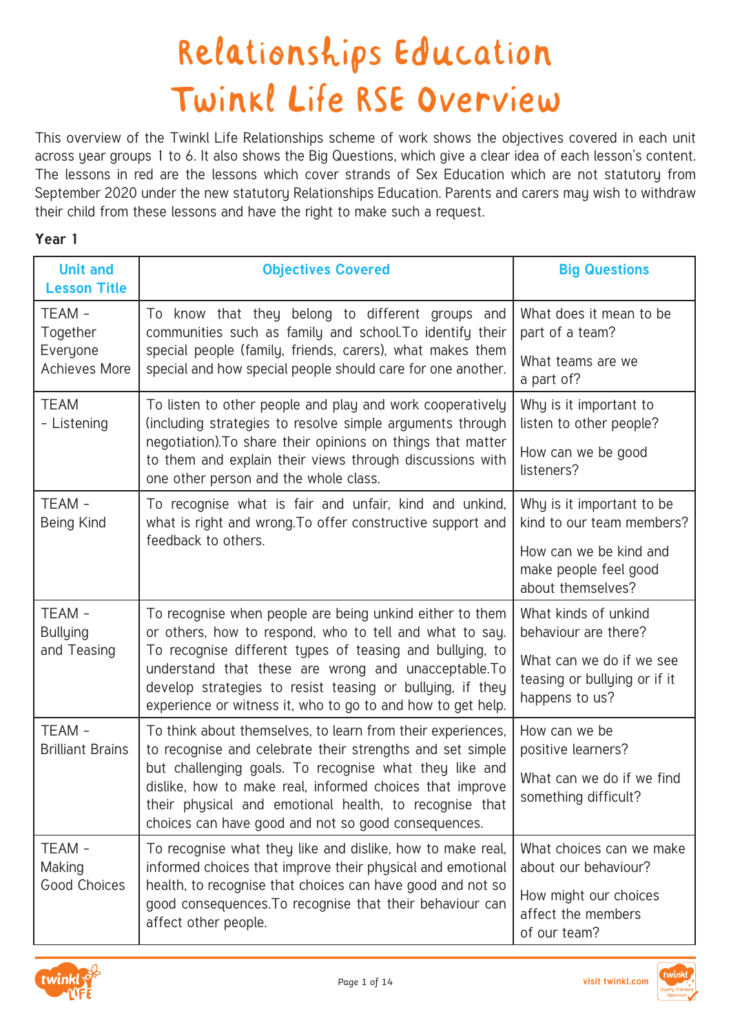# Relationships Education
# Twinkl Life RSE Overview

This overview of the Twinkl Life Relationships scheme of work shows the objectives covered in each unit across year groups 1 to 6. It also shows the Big Questions, which give a clear idea of each lesson's content. The lessons in red are the lessons which cover strands of Sex Education which are not statutory from September 2020 under the new statutory Relationships Education. Parents and carers may wish to withdraw their child from these lessons and have the right to make such a request.

**Year 1**

| Unit and Lesson Title | Objectives Covered | Big Questions |
| --- | --- | --- |
| TEAM - Together Everyone Achieves More | To know that they belong to different groups and communities such as family and school.To identify their special people (family, friends, carers), what makes them special and how special people should care for one another. | What does it mean to be part of a team?<br>What teams are we a part of? |
| TEAM - Listening | To listen to other people and play and work cooperatively (including strategies to resolve simple arguments through negotiation).To share their opinions on things that matter to them and explain their views through discussions with one other person and the whole class. | Why is it important to listen to other people?<br>How can we be good listeners? |
| TEAM - Being Kind | To recognise what is fair and unfair, kind and unkind, what is right and wrong.To offer constructive support and feedback to others. | Why is it important to be kind to our team members?<br>How can we be kind and make people feel good about themselves? |
| TEAM - Bullying and Teasing | To recognise when people are being unkind either to them or others, how to respond, who to tell and what to say. To recognise different types of teasing and bullying, to understand that these are wrong and unacceptable.To develop strategies to resist teasing or bullying, if they experience or witness it, who to go to and how to get help. | What kinds of unkind behaviour are there?<br>What can we do if we see teasing or bullying or if it happens to us? |
| TEAM - Brilliant Brains | To think about themselves, to learn from their experiences, to recognise and celebrate their strengths and set simple but challenging goals. To recognise what they like and dislike, how to make real, informed choices that improve their physical and emotional health, to recognise that choices can have good and not so good consequences. | How can we be positive learners?<br>What can we do if we find something difficult? |
| TEAM - Making Good Choices | To recognise what they like and dislike, how to make real, informed choices that improve their physical and emotional health, to recognise that choices can have good and not so good consequences.To recognise that their behaviour can affect other people. | What choices can we make about our behaviour?<br>How might our choices affect the members of our team? |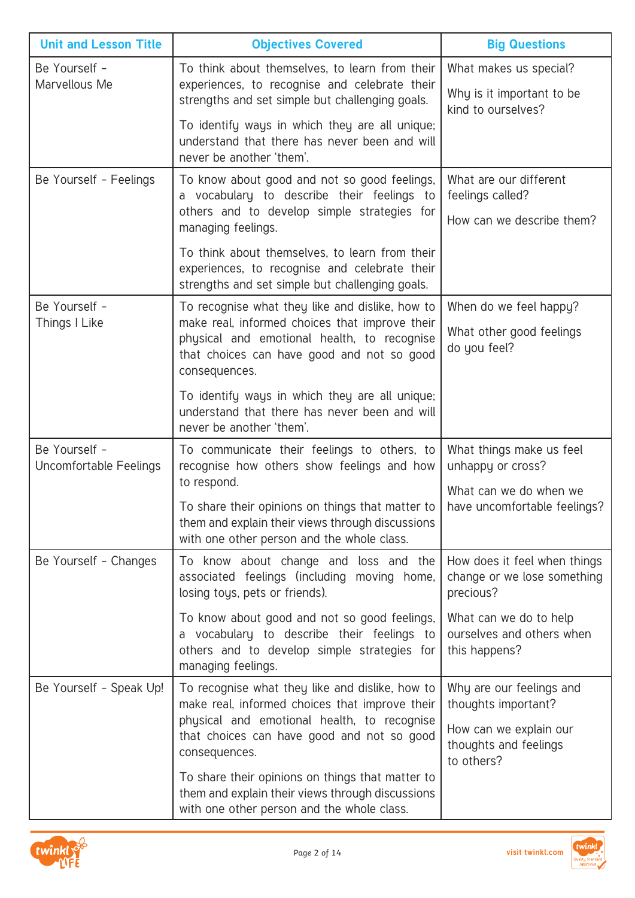| Unit and Lesson Title | Objectives Covered | Big Questions |
|---|---|---|
| Be Yourself – Marvellous Me | To think about themselves, to learn from their experiences, to recognise and celebrate their strengths and set simple but challenging goals.<br><br>To identify ways in which they are all unique; understand that there has never been and will never be another 'them'. | What makes us special?<br><br>Why is it important to be kind to ourselves? |
| Be Yourself – Feelings | To know about good and not so good feelings, a vocabulary to describe their feelings to others and to develop simple strategies for managing feelings.<br><br>To think about themselves, to learn from their experiences, to recognise and celebrate their strengths and set simple but challenging goals. | What are our different feelings called?<br><br>How can we describe them? |
| Be Yourself – Things I Like | To recognise what they like and dislike, how to make real, informed choices that improve their physical and emotional health, to recognise that choices can have good and not so good consequences.<br><br>To identify ways in which they are all unique; understand that there has never been and will never be another 'them'. | When do we feel happy?<br><br>What other good feelings do you feel? |
| Be Yourself – Uncomfortable Feelings | To communicate their feelings to others, to recognise how others show feelings and how to respond.<br><br>To share their opinions on things that matter to them and explain their views through discussions with one other person and the whole class. | What things make us feel unhappy or cross?<br><br>What can we do when we have uncomfortable feelings? |
| Be Yourself – Changes | To know about change and loss and the associated feelings (including moving home, losing toys, pets or friends).<br><br>To know about good and not so good feelings, a vocabulary to describe their feelings to others and to develop simple strategies for managing feelings. | How does it feel when things change or we lose something precious?<br><br>What can we do to help ourselves and others when this happens? |
| Be Yourself – Speak Up! | To recognise what they like and dislike, how to make real, informed choices that improve their physical and emotional health, to recognise that choices can have good and not so good consequences.<br><br>To share their opinions on things that matter to them and explain their views through discussions with one other person and the whole class. | Why are our feelings and thoughts important?<br><br>How can we explain our thoughts and feelings to others? |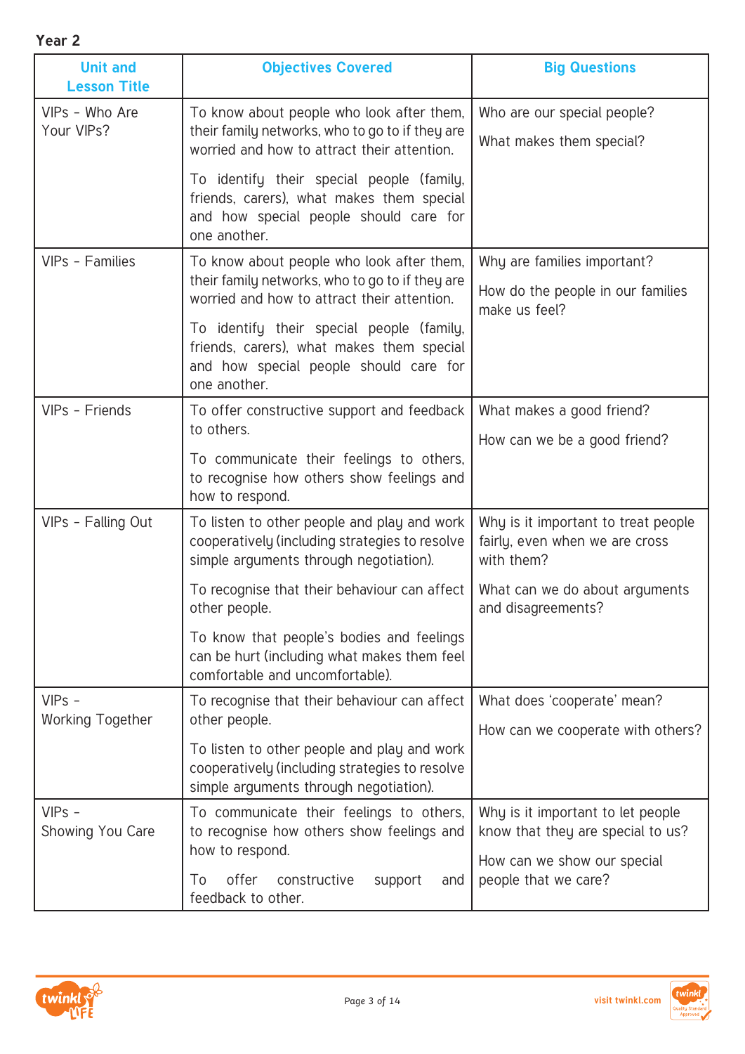**Year 2**

| Unit and Lesson Title | Objectives Covered | Big Questions |
|---|---|---|
| VIPs – Who Are Your VIPs? | To know about people who look after them, their family networks, who to go to if they are worried and how to attract their attention.<br><br>To identify their special people (family, friends, carers), what makes them special and how special people should care for one another. | Who are our special people?<br><br>What makes them special? |
| VIPs – Families | To know about people who look after them, their family networks, who to go to if they are worried and how to attract their attention.<br><br>To identify their special people (family, friends, carers), what makes them special and how special people should care for one another. | Why are families important?<br><br>How do the people in our families make us feel? |
| VIPs – Friends | To offer constructive support and feedback to others.<br><br>To communicate their feelings to others, to recognise how others show feelings and how to respond. | What makes a good friend?<br><br>How can we be a good friend? |
| VIPs – Falling Out | To listen to other people and play and work cooperatively (including strategies to resolve simple arguments through negotiation).<br><br>To recognise that their behaviour can affect other people.<br><br>To know that people's bodies and feelings can be hurt (including what makes them feel comfortable and uncomfortable). | Why is it important to treat people fairly, even when we are cross with them?<br><br>What can we do about arguments and disagreements? |
| VIPs – Working Together | To recognise that their behaviour can affect other people.<br><br>To listen to other people and play and work cooperatively (including strategies to resolve simple arguments through negotiation). | What does 'cooperate' mean?<br><br>How can we cooperate with others? |
| VIPs – Showing You Care | To communicate their feelings to others, to recognise how others show feelings and how to respond.<br><br>To offer constructive support and feedback to other. | Why is it important to let people know that they are special to us?<br><br>How can we show our special people that we care? |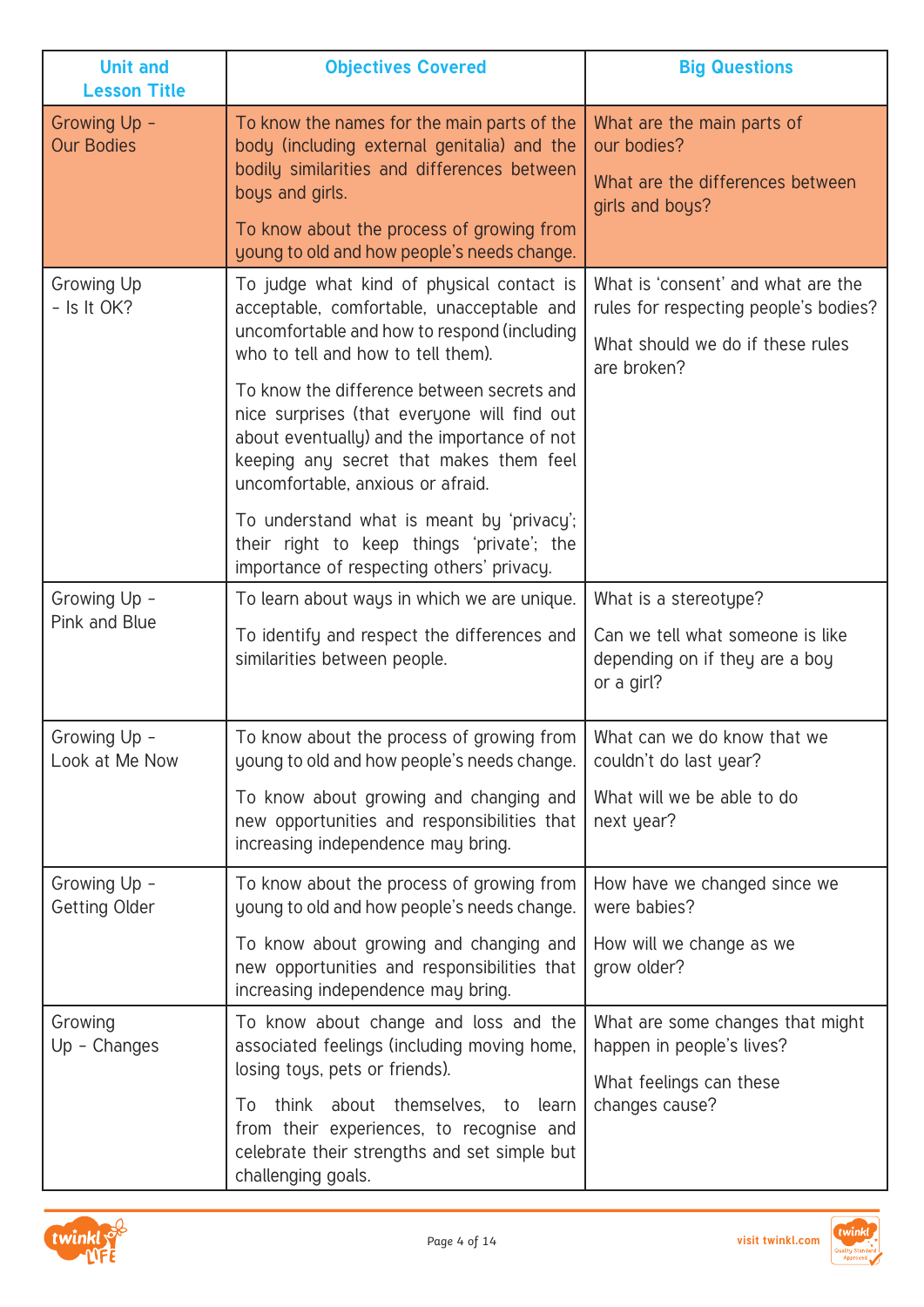| Unit and Lesson Title | Objectives Covered | Big Questions |
| --- | --- | --- |
| Growing Up – Our Bodies | To know the names for the main parts of the body (including external genitalia) and the bodily similarities and differences between boys and girls.<br><br>To know about the process of growing from young to old and how people's needs change. | What are the main parts of our bodies?<br><br>What are the differences between girls and boys? |
| Growing Up – Is It OK? | To judge what kind of physical contact is acceptable, comfortable, unacceptable and uncomfortable and how to respond (including who to tell and how to tell them).<br><br>To know the difference between secrets and nice surprises (that everyone will find out about eventually) and the importance of not keeping any secret that makes them feel uncomfortable, anxious or afraid.<br><br>To understand what is meant by 'privacy'; their right to keep things 'private'; the importance of respecting others' privacy. | What is 'consent' and what are the rules for respecting people's bodies?<br><br>What should we do if these rules are broken? |
| Growing Up – Pink and Blue | To learn about ways in which we are unique.<br><br>To identify and respect the differences and similarities between people. | What is a stereotype?<br><br>Can we tell what someone is like depending on if they are a boy or a girl? |
| Growing Up – Look at Me Now | To know about the process of growing from young to old and how people's needs change.<br><br>To know about growing and changing and new opportunities and responsibilities that increasing independence may bring. | What can we do know that we couldn't do last year?<br><br>What will we be able to do next year? |
| Growing Up – Getting Older | To know about the process of growing from young to old and how people's needs change.<br><br>To know about growing and changing and new opportunities and responsibilities that increasing independence may bring. | How have we changed since we were babies?<br><br>How will we change as we grow older? |
| Growing Up – Changes | To know about change and loss and the associated feelings (including moving home, losing toys, pets or friends).<br><br>To think about themselves, to learn from their experiences, to recognise and celebrate their strengths and set simple but challenging goals. | What are some changes that might happen in people's lives?<br><br>What feelings can these changes cause? |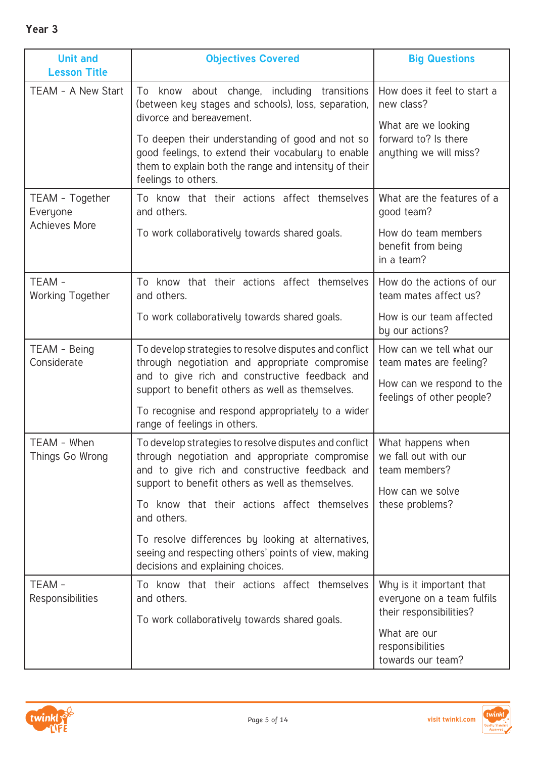**Year 3**

| Unit and Lesson Title | Objectives Covered | Big Questions |
|---|---|---|
| TEAM - A New Start | To know about change, including transitions (between key stages and schools), loss, separation, divorce and bereavement.<br><br>To deepen their understanding of good and not so good feelings, to extend their vocabulary to enable them to explain both the range and intensity of their feelings to others. | How does it feel to start a new class?<br><br>What are we looking forward to? Is there anything we will miss? |
| TEAM - Together Everyone Achieves More | To know that their actions affect themselves and others.<br><br>To work collaboratively towards shared goals. | What are the features of a good team?<br><br>How do team members benefit from being in a team? |
| TEAM - Working Together | To know that their actions affect themselves and others.<br><br>To work collaboratively towards shared goals. | How do the actions of our team mates affect us?<br><br>How is our team affected by our actions? |
| TEAM - Being Considerate | To develop strategies to resolve disputes and conflict through negotiation and appropriate compromise and to give rich and constructive feedback and support to benefit others as well as themselves.<br><br>To recognise and respond appropriately to a wider range of feelings in others. | How can we tell what our team mates are feeling?<br><br>How can we respond to the feelings of other people? |
| TEAM - When Things Go Wrong | To develop strategies to resolve disputes and conflict through negotiation and appropriate compromise and to give rich and constructive feedback and support to benefit others as well as themselves.<br><br>To know that their actions affect themselves and others.<br><br>To resolve differences by looking at alternatives, seeing and respecting others' points of view, making decisions and explaining choices. | What happens when we fall out with our team members?<br><br>How can we solve these problems? |
| TEAM - Responsibilities | To know that their actions affect themselves and others.<br><br>To work collaboratively towards shared goals. | Why is it important that everyone on a team fulfils their responsibilities?<br><br>What are our responsibilities towards our team? |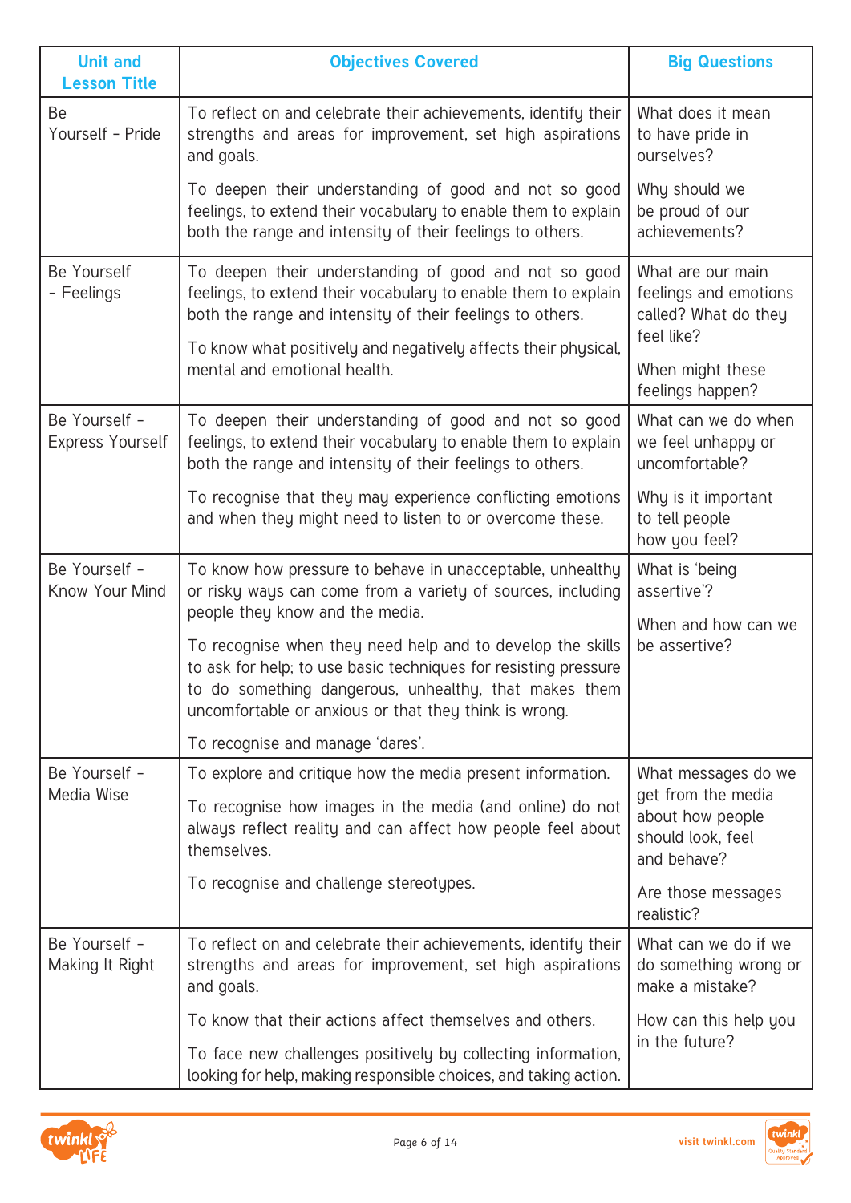| Unit and Lesson Title | Objectives Covered | Big Questions |
|---|---|---|
| Be Yourself - Pride | To reflect on and celebrate their achievements, identify their strengths and areas for improvement, set high aspirations and goals.<br><br>To deepen their understanding of good and not so good feelings, to extend their vocabulary to enable them to explain both the range and intensity of their feelings to others. | What does it mean to have pride in ourselves?<br><br>Why should we be proud of our achievements? |
| Be Yourself - Feelings | To deepen their understanding of good and not so good feelings, to extend their vocabulary to enable them to explain both the range and intensity of their feelings to others.<br><br>To know what positively and negatively affects their physical, mental and emotional health. | What are our main feelings and emotions called? What do they feel like?<br><br>When might these feelings happen? |
| Be Yourself - Express Yourself | To deepen their understanding of good and not so good feelings, to extend their vocabulary to enable them to explain both the range and intensity of their feelings to others.<br><br>To recognise that they may experience conflicting emotions and when they might need to listen to or overcome these. | What can we do when we feel unhappy or uncomfortable?<br><br>Why is it important to tell people how you feel? |
| Be Yourself - Know Your Mind | To know how pressure to behave in unacceptable, unhealthy or risky ways can come from a variety of sources, including people they know and the media.<br><br>To recognise when they need help and to develop the skills to ask for help; to use basic techniques for resisting pressure to do something dangerous, unhealthy, that makes them uncomfortable or anxious or that they think is wrong.<br><br>To recognise and manage 'dares'. | What is 'being assertive'?<br><br>When and how can we be assertive? |
| Be Yourself - Media Wise | To explore and critique how the media present information.<br><br>To recognise how images in the media (and online) do not always reflect reality and can affect how people feel about themselves.<br><br>To recognise and challenge stereotypes. | What messages do we get from the media about how people should look, feel and behave?<br><br>Are those messages realistic? |
| Be Yourself - Making It Right | To reflect on and celebrate their achievements, identify their strengths and areas for improvement, set high aspirations and goals.<br><br>To know that their actions affect themselves and others.<br><br>To face new challenges positively by collecting information, looking for help, making responsible choices, and taking action. | What can we do if we do something wrong or make a mistake?<br><br>How can this help you in the future? |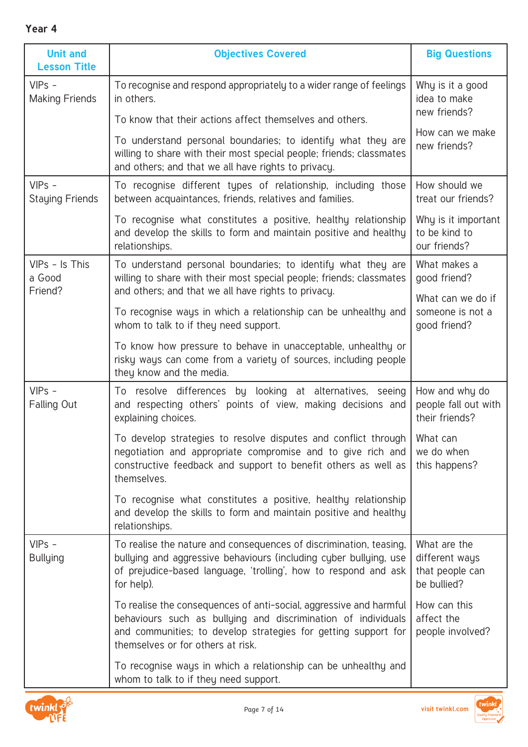## Year 4

| Unit and Lesson Title | Objectives Covered | Big Questions |
|---|---|---|
| VIPs - Making Friends | To recognise and respond appropriately to a wider range of feelings in others.<br><br>To know that their actions affect themselves and others.<br><br>To understand personal boundaries; to identify what they are willing to share with their most special people; friends; classmates and others; and that we all have rights to privacy. | Why is it a good idea to make new friends?<br><br>How can we make new friends? |
| VIPs - Staying Friends | To recognise different types of relationship, including those between acquaintances, friends, relatives and families.<br><br>To recognise what constitutes a positive, healthy relationship and develop the skills to form and maintain positive and healthy relationships. | How should we treat our friends?<br><br>Why is it important to be kind to our friends? |
| VIPs - Is This a Good Friend? | To understand personal boundaries; to identify what they are willing to share with their most special people; friends; classmates and others; and that we all have rights to privacy.<br><br>To recognise ways in which a relationship can be unhealthy and whom to talk to if they need support.<br><br>To know how pressure to behave in unacceptable, unhealthy or risky ways can come from a variety of sources, including people they know and the media. | What makes a good friend?<br><br>What can we do if someone is not a good friend? |
| VIPs - Falling Out | To resolve differences by looking at alternatives, seeing and respecting others' points of view, making decisions and explaining choices.<br><br>To develop strategies to resolve disputes and conflict through negotiation and appropriate compromise and to give rich and constructive feedback and support to benefit others as well as themselves.<br><br>To recognise what constitutes a positive, healthy relationship and develop the skills to form and maintain positive and healthy relationships. | How and why do people fall out with their friends?<br><br>What can we do when this happens? |
| VIPs - Bullying | To realise the nature and consequences of discrimination, teasing, bullying and aggressive behaviours (including cyber bullying, use of prejudice-based language, 'trolling', how to respond and ask for help).<br><br>To realise the consequences of anti-social, aggressive and harmful behaviours such as bullying and discrimination of individuals and communities; to develop strategies for getting support for themselves or for others at risk.<br><br>To recognise ways in which a relationship can be unhealthy and whom to talk to if they need support. | What are the different ways that people can be bullied?<br><br>How can this affect the people involved? |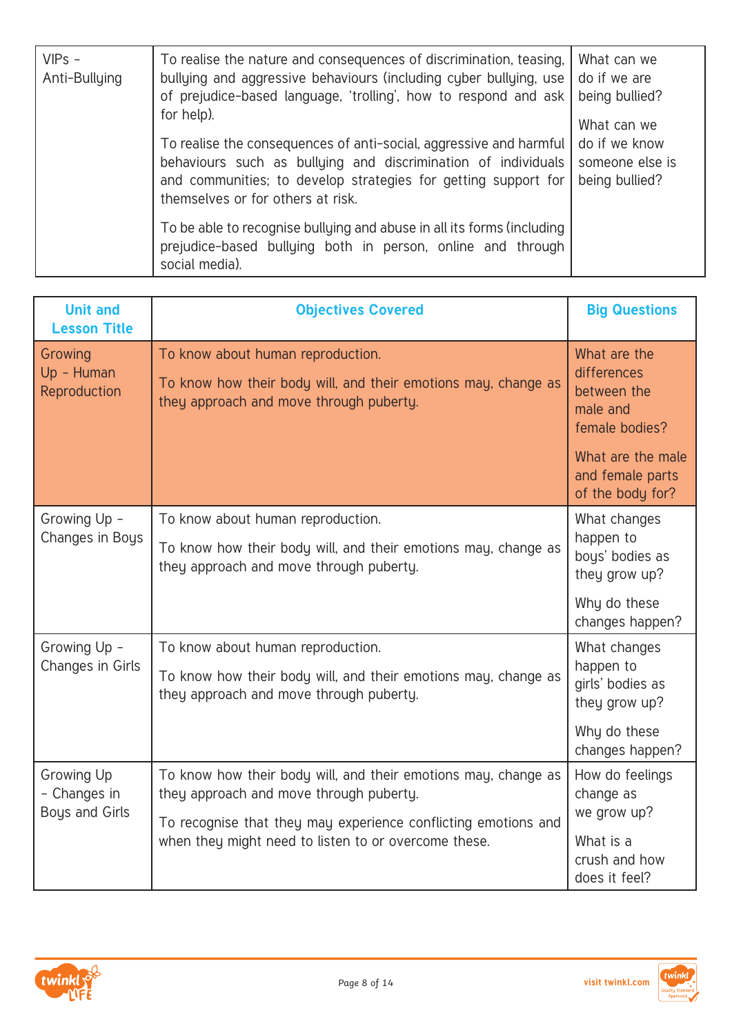| VIPs – Anti-Bullying | To realise the nature and consequences of discrimination, teasing, bullying and aggressive behaviours (including cyber bullying, use of prejudice-based language, 'trolling', how to respond and ask for help).<br><br>To realise the consequences of anti-social, aggressive and harmful behaviours such as bullying and discrimination of individuals and communities; to develop strategies for getting support for themselves or for others at risk.<br><br>To be able to recognise bullying and abuse in all its forms (including prejudice-based bullying both in person, online and through social media). | What can we do if we are being bullied?<br><br>What can we do if we know someone else is being bullied? |
|---|---|---|

| Unit and Lesson Title | Objectives Covered | Big Questions |
|---|---|---|
| Growing Up – Human Reproduction | To know about human reproduction.<br><br>To know how their body will, and their emotions may, change as they approach and move through puberty. | What are the differences between the male and female bodies?<br><br>What are the male and female parts of the body for? |
| Growing Up – Changes in Boys | To know about human reproduction.<br><br>To know how their body will, and their emotions may, change as they approach and move through puberty. | What changes happen to boys' bodies as they grow up?<br><br>Why do these changes happen? |
| Growing Up – Changes in Girls | To know about human reproduction.<br><br>To know how their body will, and their emotions may, change as they approach and move through puberty. | What changes happen to girls' bodies as they grow up?<br><br>Why do these changes happen? |
| Growing Up – Changes in Boys and Girls | To know how their body will, and their emotions may, change as they approach and move through puberty.<br><br>To recognise that they may experience conflicting emotions and when they might need to listen to or overcome these. | How do feelings change as we grow up?<br><br>What is a crush and how does it feel? |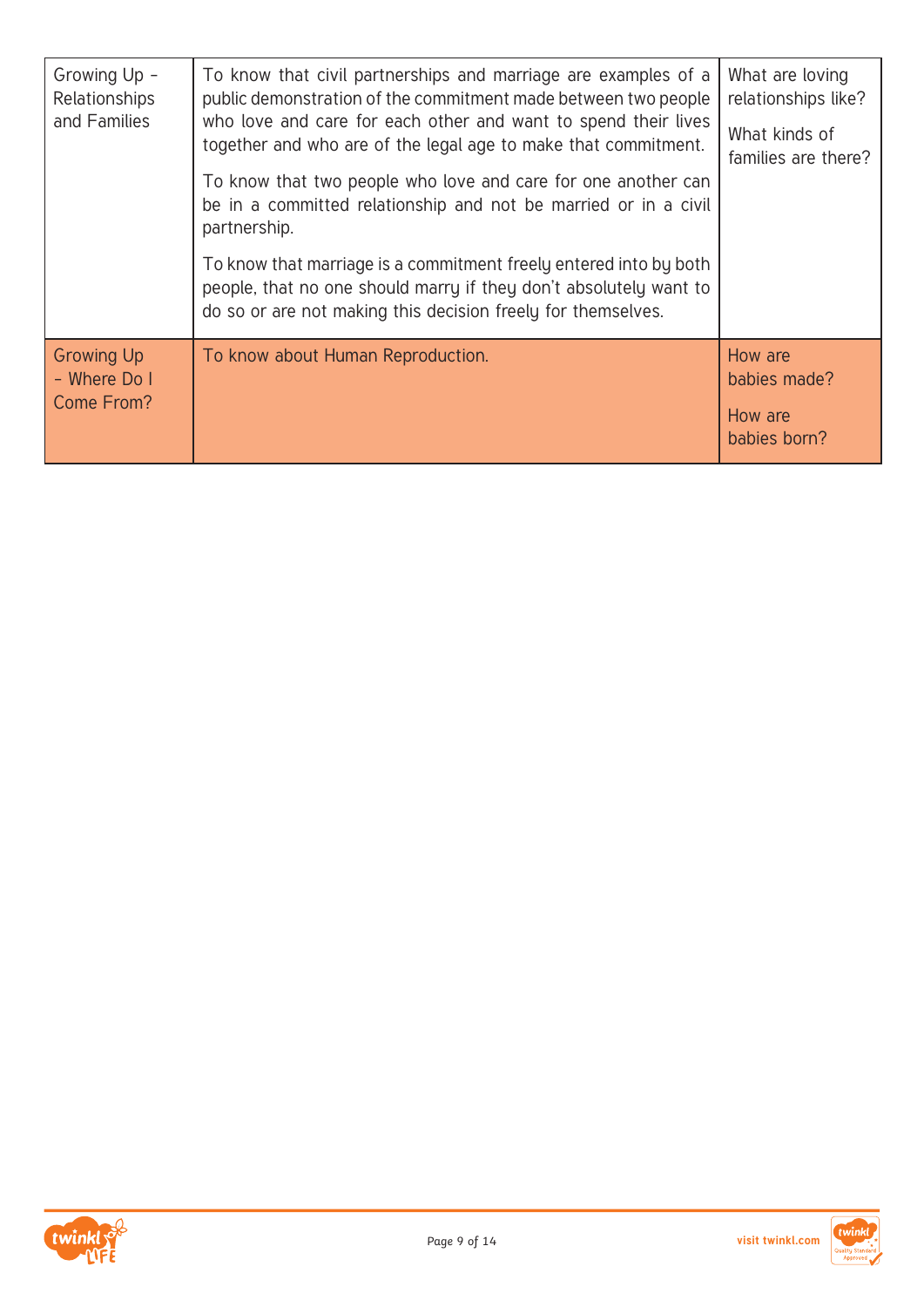| Growing Up - Relationships and Families | To know that civil partnerships and marriage are examples of a public demonstration of the commitment made between two people who love and care for each other and want to spend their lives together and who are of the legal age to make that commitment.<br><br>To know that two people who love and care for one another can be in a committed relationship and not be married or in a civil partnership.<br><br>To know that marriage is a commitment freely entered into by both people, that no one should marry if they don't absolutely want to do so or are not making this decision freely for themselves. | What are loving relationships like?<br><br>What kinds of families are there? |
|---|---|---|
| Growing Up - Where Do I Come From? | To know about Human Reproduction. | How are babies made?<br><br>How are babies born? |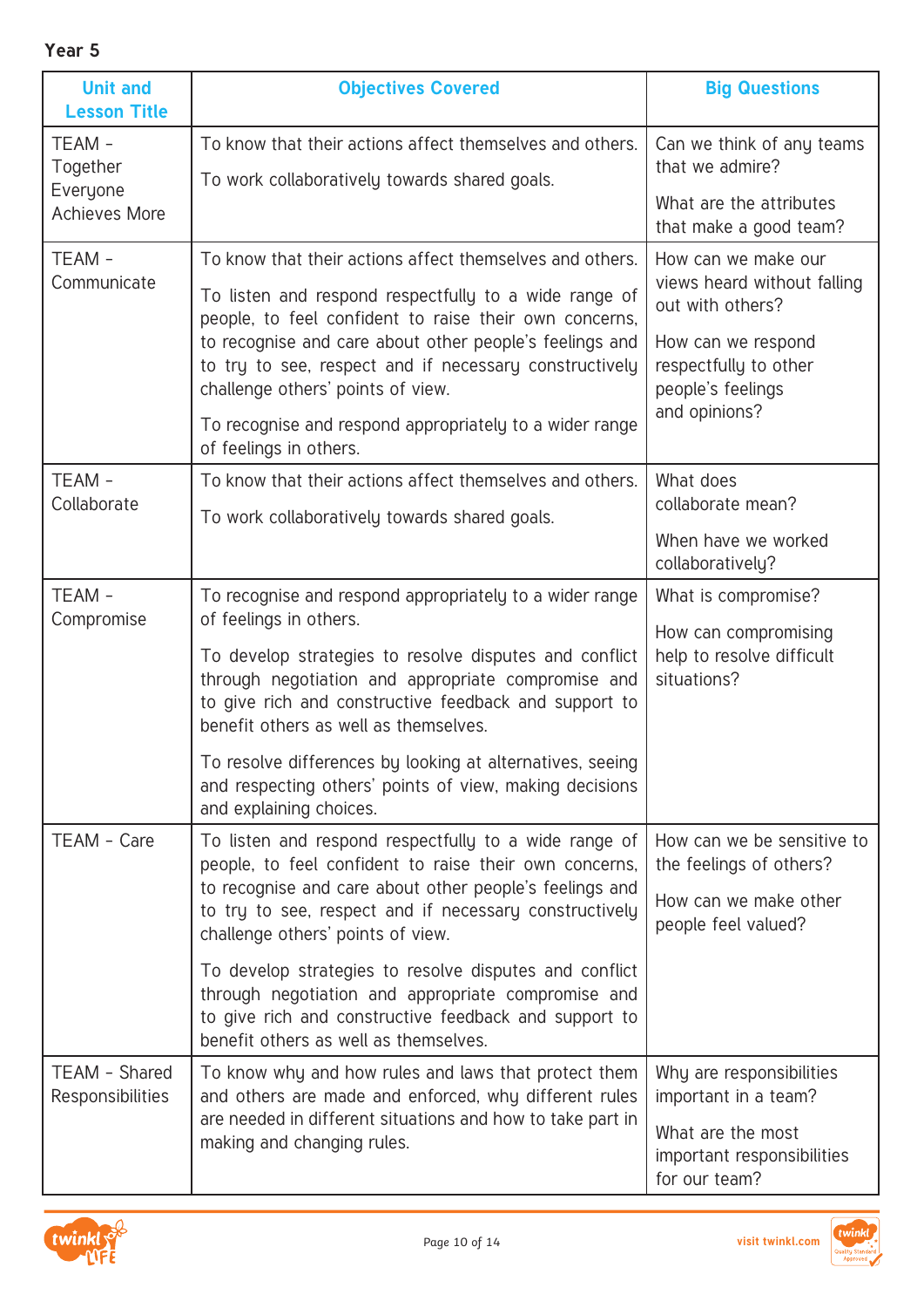**Year 5**

| Unit and Lesson Title | Objectives Covered | Big Questions |
|---|---|---|
| TEAM – Together Everyone Achieves More | To know that their actions affect themselves and others.<br><br>To work collaboratively towards shared goals. | Can we think of any teams that we admire?<br><br>What are the attributes that make a good team? |
| TEAM – Communicate | To know that their actions affect themselves and others.<br><br>To listen and respond respectfully to a wide range of people, to feel confident to raise their own concerns, to recognise and care about other people's feelings and to try to see, respect and if necessary constructively challenge others' points of view.<br><br>To recognise and respond appropriately to a wider range of feelings in others. | How can we make our views heard without falling out with others?<br><br>How can we respond respectfully to other people's feelings and opinions? |
| TEAM – Collaborate | To know that their actions affect themselves and others.<br><br>To work collaboratively towards shared goals. | What does collaborate mean?<br><br>When have we worked collaboratively? |
| TEAM – Compromise | To recognise and respond appropriately to a wider range of feelings in others.<br><br>To develop strategies to resolve disputes and conflict through negotiation and appropriate compromise and to give rich and constructive feedback and support to benefit others as well as themselves.<br><br>To resolve differences by looking at alternatives, seeing and respecting others' points of view, making decisions and explaining choices. | What is compromise?<br><br>How can compromising help to resolve difficult situations? |
| TEAM – Care | To listen and respond respectfully to a wide range of people, to feel confident to raise their own concerns, to recognise and care about other people's feelings and to try to see, respect and if necessary constructively challenge others' points of view.<br><br>To develop strategies to resolve disputes and conflict through negotiation and appropriate compromise and to give rich and constructive feedback and support to benefit others as well as themselves. | How can we be sensitive to the feelings of others?<br><br>How can we make other people feel valued? |
| TEAM – Shared Responsibilities | To know why and how rules and laws that protect them and others are made and enforced, why different rules are needed in different situations and how to take part in making and changing rules. | Why are responsibilities important in a team?<br><br>What are the most important responsibilities for our team? |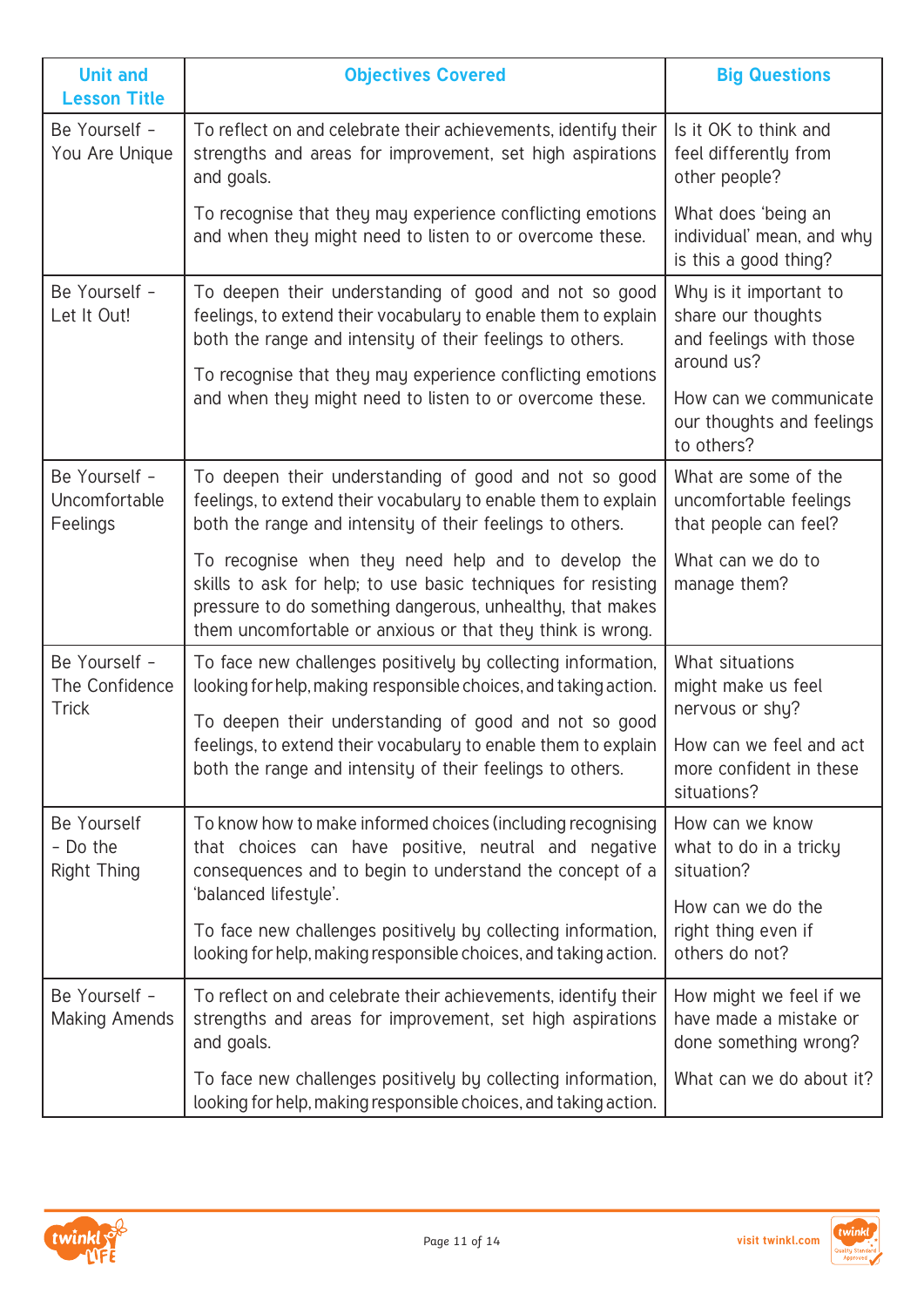| Unit and Lesson Title | Objectives Covered | Big Questions |
|---|---|---|
| Be Yourself - You Are Unique | To reflect on and celebrate their achievements, identify their strengths and areas for improvement, set high aspirations and goals.<br><br>To recognise that they may experience conflicting emotions and when they might need to listen to or overcome these. | Is it OK to think and feel differently from other people?<br><br>What does 'being an individual' mean, and why is this a good thing? |
| Be Yourself - Let It Out! | To deepen their understanding of good and not so good feelings, to extend their vocabulary to enable them to explain both the range and intensity of their feelings to others.<br><br>To recognise that they may experience conflicting emotions and when they might need to listen to or overcome these. | Why is it important to share our thoughts and feelings with those around us?<br><br>How can we communicate our thoughts and feelings to others? |
| Be Yourself - Uncomfortable Feelings | To deepen their understanding of good and not so good feelings, to extend their vocabulary to enable them to explain both the range and intensity of their feelings to others.<br><br>To recognise when they need help and to develop the skills to ask for help; to use basic techniques for resisting pressure to do something dangerous, unhealthy, that makes them uncomfortable or anxious or that they think is wrong. | What are some of the uncomfortable feelings that people can feel?<br><br>What can we do to manage them? |
| Be Yourself - The Confidence Trick | To face new challenges positively by collecting information, looking for help, making responsible choices, and taking action.<br><br>To deepen their understanding of good and not so good feelings, to extend their vocabulary to enable them to explain both the range and intensity of their feelings to others. | What situations might make us feel nervous or shy?<br><br>How can we feel and act more confident in these situations? |
| Be Yourself - Do the Right Thing | To know how to make informed choices (including recognising that choices can have positive, neutral and negative consequences and to begin to understand the concept of a 'balanced lifestyle'.<br><br>To face new challenges positively by collecting information, looking for help, making responsible choices, and taking action. | How can we know what to do in a tricky situation?<br><br>How can we do the right thing even if others do not? |
| Be Yourself - Making Amends | To reflect on and celebrate their achievements, identify their strengths and areas for improvement, set high aspirations and goals.<br><br>To face new challenges positively by collecting information, looking for help, making responsible choices, and taking action. | How might we feel if we have made a mistake or done something wrong?<br><br>What can we do about it? |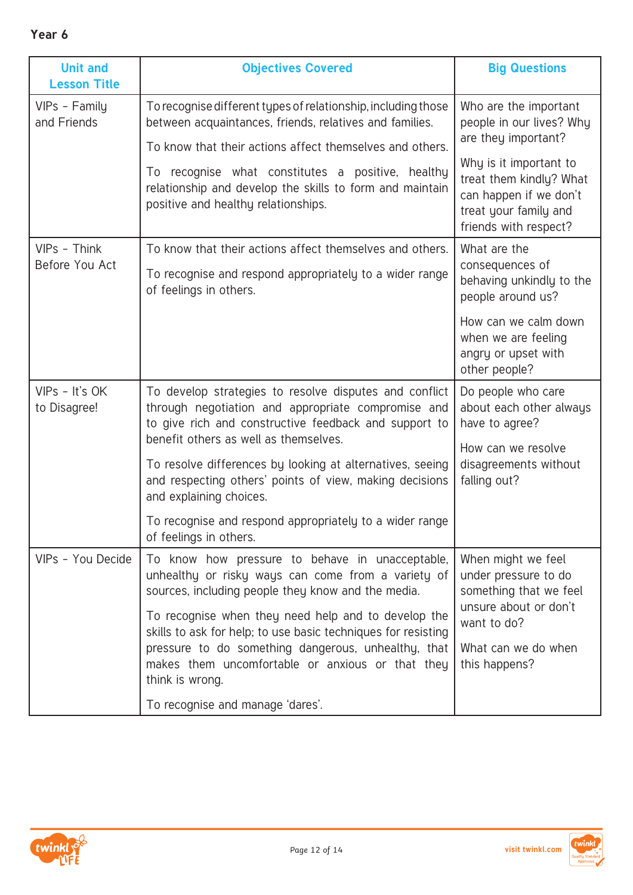**Year 6**

| Unit and Lesson Title | Objectives Covered | Big Questions |
| --- | --- | --- |
| VIPs - Family and Friends | To recognise different types of relationship, including those between acquaintances, friends, relatives and families.<br><br>To know that their actions affect themselves and others.<br><br>To recognise what constitutes a positive, healthy relationship and develop the skills to form and maintain positive and healthy relationships. | Who are the important people in our lives? Why are they important?<br><br>Why is it important to treat them kindly? What can happen if we don't treat your family and friends with respect? |
| VIPs - Think Before You Act | To know that their actions affect themselves and others.<br><br>To recognise and respond appropriately to a wider range of feelings in others. | What are the consequences of behaving unkindly to the people around us?<br><br>How can we calm down when we are feeling angry or upset with other people? |
| VIPs - It's OK to Disagree! | To develop strategies to resolve disputes and conflict through negotiation and appropriate compromise and to give rich and constructive feedback and support to benefit others as well as themselves.<br><br>To resolve differences by looking at alternatives, seeing and respecting others' points of view, making decisions and explaining choices.<br><br>To recognise and respond appropriately to a wider range of feelings in others. | Do people who care about each other always have to agree?<br><br>How can we resolve disagreements without falling out? |
| VIPs - You Decide | To know how pressure to behave in unacceptable, unhealthy or risky ways can come from a variety of sources, including people they know and the media.<br><br>To recognise when they need help and to develop the skills to ask for help; to use basic techniques for resisting pressure to do something dangerous, unhealthy, that makes them uncomfortable or anxious or that they think is wrong.<br><br>To recognise and manage 'dares'. | When might we feel under pressure to do something that we feel unsure about or don't want to do?<br><br>What can we do when this happens? |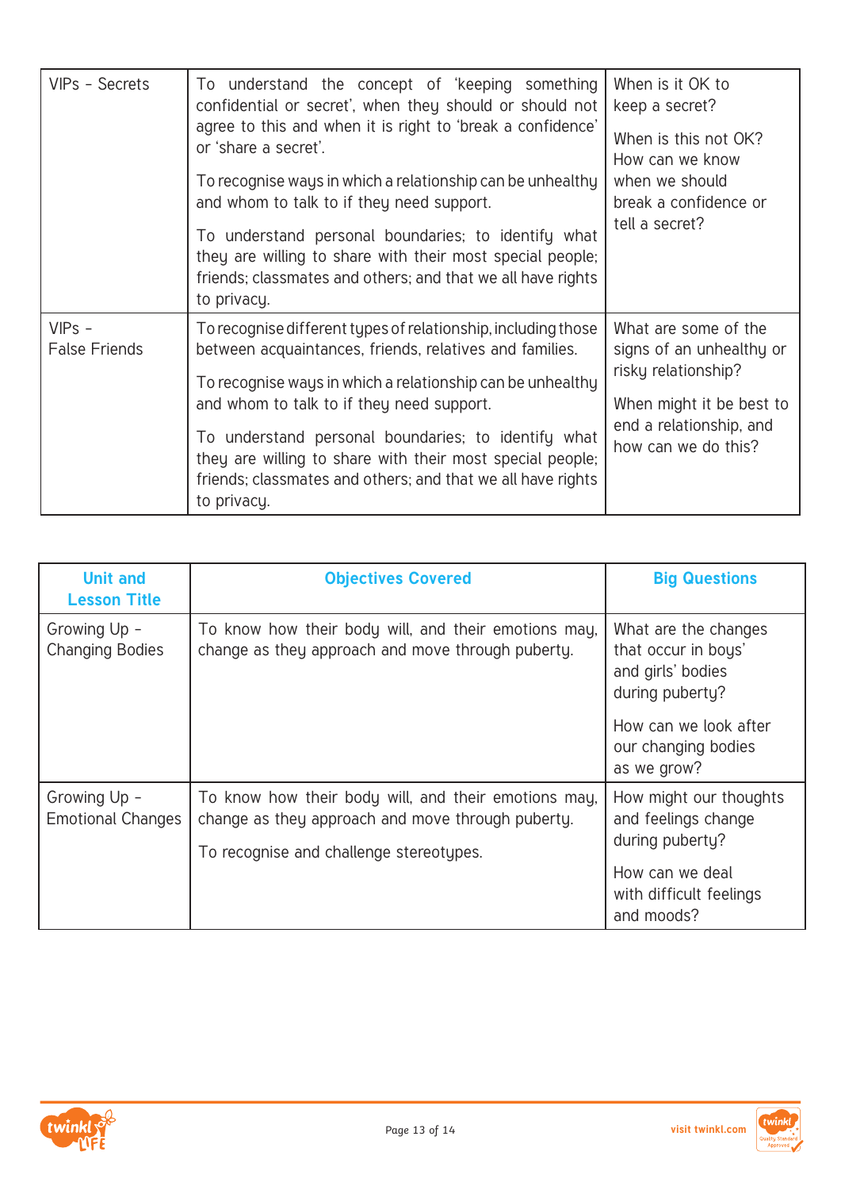| | | |
|---|---|---|
| VIPs – Secrets | To understand the concept of 'keeping something confidential or secret', when they should or should not agree to this and when it is right to 'break a confidence' or 'share a secret'.<br><br>To recognise ways in which a relationship can be unhealthy and whom to talk to if they need support.<br><br>To understand personal boundaries; to identify what they are willing to share with their most special people; friends; classmates and others; and that we all have rights to privacy. | When is it OK to keep a secret?<br><br>When is this not OK? How can we know when we should break a confidence or tell a secret? |
| VIPs – False Friends | To recognise different types of relationship, including those between acquaintances, friends, relatives and families.<br><br>To recognise ways in which a relationship can be unhealthy and whom to talk to if they need support.<br><br>To understand personal boundaries; to identify what they are willing to share with their most special people; friends; classmates and others; and that we all have rights to privacy. | What are some of the signs of an unhealthy or risky relationship?<br><br>When might it be best to end a relationship, and how can we do this? |

| Unit and Lesson Title | Objectives Covered | Big Questions |
|---|---|---|
| Growing Up – Changing Bodies | To know how their body will, and their emotions may, change as they approach and move through puberty. | What are the changes that occur in boys' and girls' bodies during puberty?<br><br>How can we look after our changing bodies as we grow? |
| Growing Up – Emotional Changes | To know how their body will, and their emotions may, change as they approach and move through puberty.<br><br>To recognise and challenge stereotypes. | How might our thoughts and feelings change during puberty?<br><br>How can we deal with difficult feelings and moods? |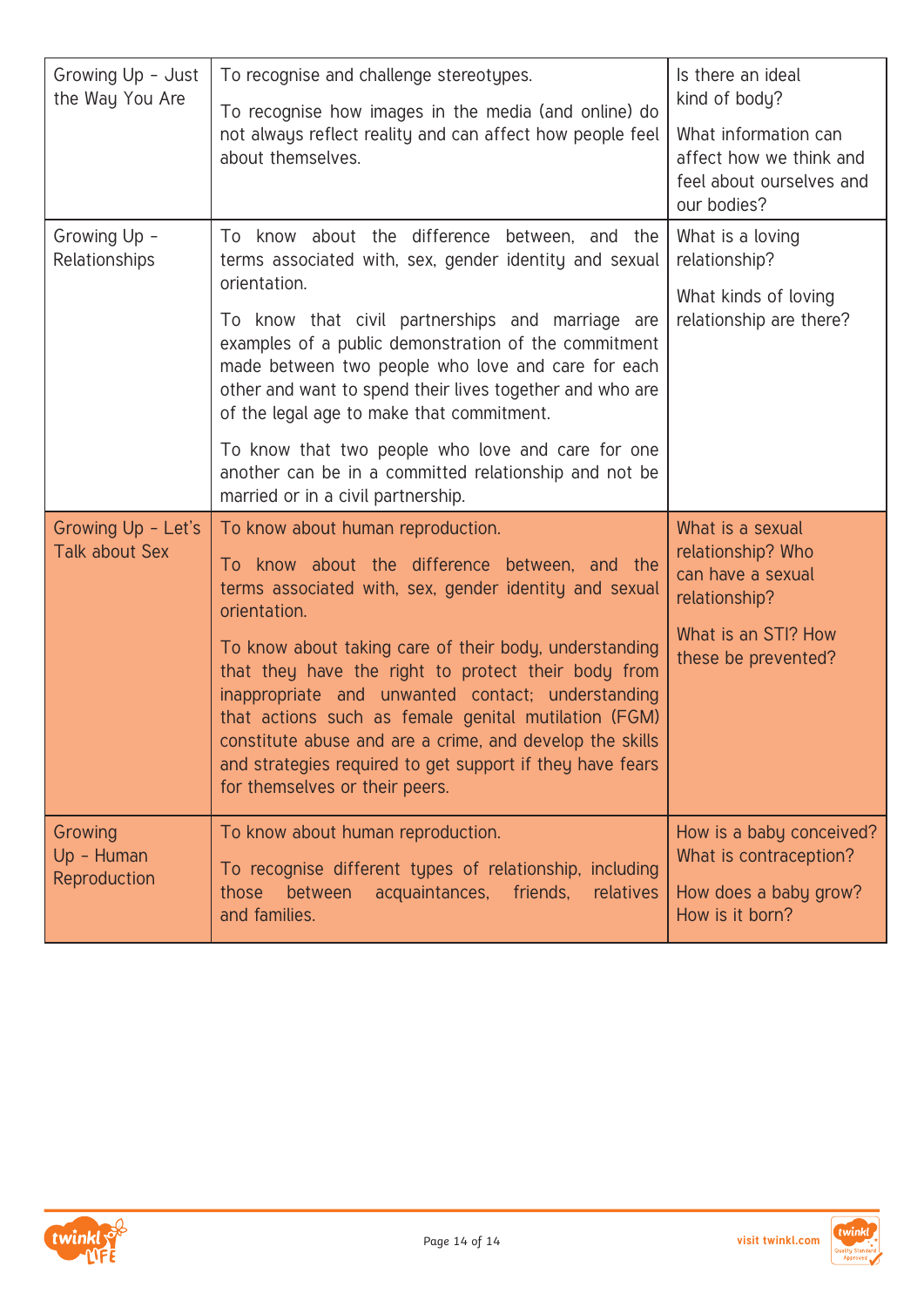| | | |
|---|---|---|
| Growing Up - Just the Way You Are | To recognise and challenge stereotypes.<br><br>To recognise how images in the media (and online) do not always reflect reality and can affect how people feel about themselves. | Is there an ideal kind of body?<br><br>What information can affect how we think and feel about ourselves and our bodies? |
| Growing Up - Relationships | To know about the difference between, and the terms associated with, sex, gender identity and sexual orientation.<br><br>To know that civil partnerships and marriage are examples of a public demonstration of the commitment made between two people who love and care for each other and want to spend their lives together and who are of the legal age to make that commitment.<br><br>To know that two people who love and care for one another can be in a committed relationship and not be married or in a civil partnership. | What is a loving relationship?<br><br>What kinds of loving relationship are there? |
| Growing Up - Let's Talk about Sex | To know about human reproduction.<br><br>To know about the difference between, and the terms associated with, sex, gender identity and sexual orientation.<br><br>To know about taking care of their body, understanding that they have the right to protect their body from inappropriate and unwanted contact; understanding that actions such as female genital mutilation (FGM) constitute abuse and are a crime, and develop the skills and strategies required to get support if they have fears for themselves or their peers. | What is a sexual relationship? Who can have a sexual relationship?<br><br>What is an STI? How these be prevented? |
| Growing Up - Human Reproduction | To know about human reproduction.<br><br>To recognise different types of relationship, including those between acquaintances, friends, relatives and families. | How is a baby conceived? What is contraception?<br><br>How does a baby grow? How is it born? |